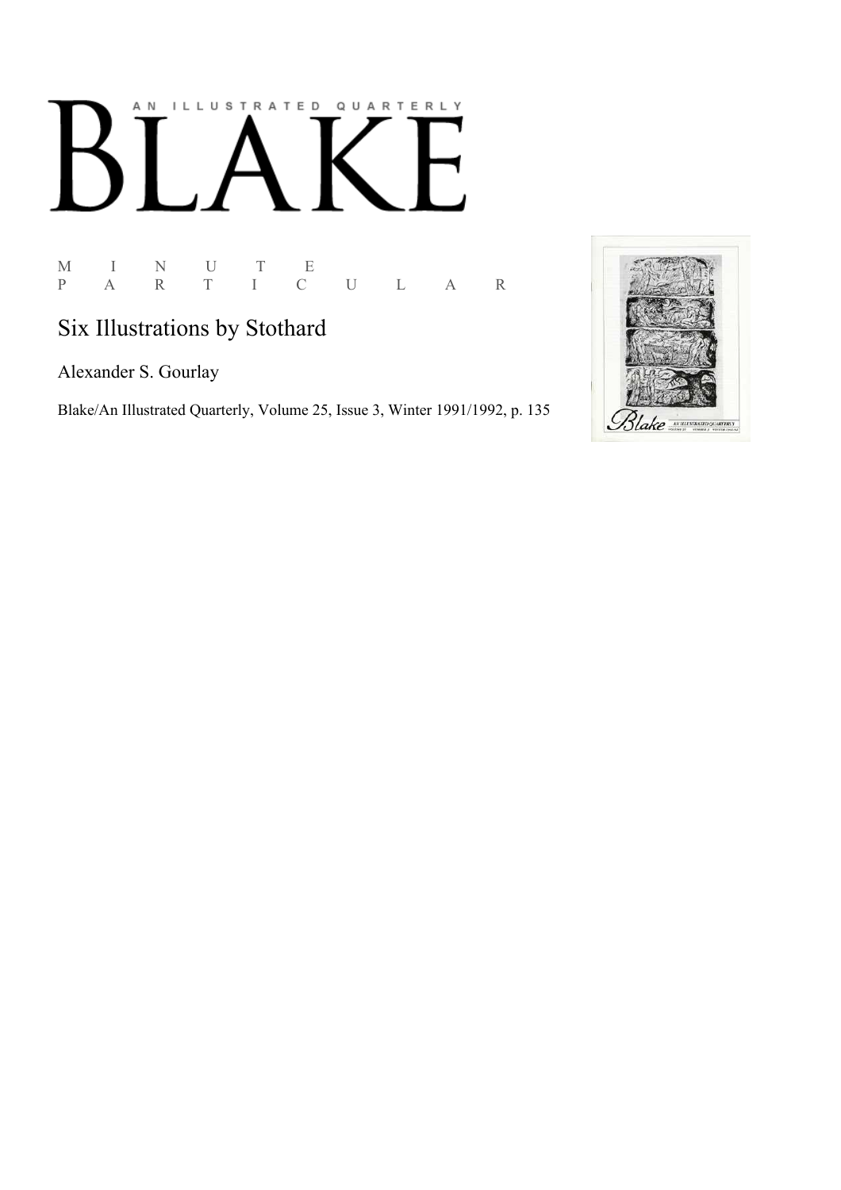AN ILLUSTRATED QUARTERLY

# BLAKE

M I N U T E
P A R T I C U L A R

## Six Illustrations by Stothard

Alexander S. Gourlay

Blake/An Illustrated Quarterly, Volume 25, Issue 3, Winter 1991/1992, p. 135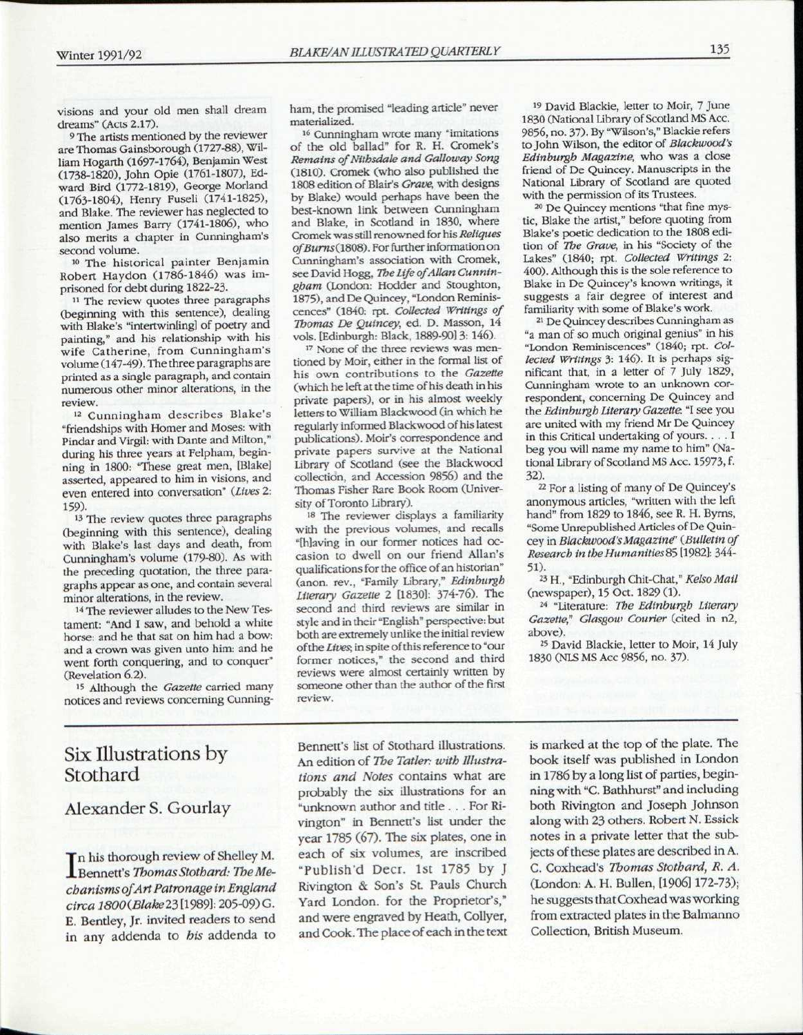visions and your old men shall dream dreams" (Acts 2.17).

9 The artists mentioned by the reviewer are Thomas Gainsborough (1727-88), William Hogarth (1697-1764), Benjamin West (1738-1820), John Opie (1761-1807), Edward Bird (1772-1819), George Morland (1763-1804), Henry Fuseli (1741-1825), and Blake. The reviewer has neglected to mention James Barry (1741-1806), who also merits a chapter in Cunningham's second volume.

10 The historical painter Benjamin Robert Haydon (1786-1846) was imprisoned for debt during 1822-23.

11 The review quotes three paragraphs (beginning with this sentence), dealing with Blake's "intertwin[ing] of poetry and painting," and his relationship with his wife Catherine, from Cunningham's volume (147-49). The three paragraphs are printed as a single paragraph, and contain numerous other minor alterations, in the review.

12 Cunningham describes Blake's "friendships with Homer and Moses: with Pindar and Virgil: with Dante and Milton," during his three years at Felpham, beginning in 1800: "These great men, [Blake] asserted, appeared to him in visions, and even entered into conversation" (*Lives* 2: 159).

13 The review quotes three paragraphs (beginning with this sentence), dealing with Blake's last days and death, from Cunningham's volume (179-80). As with the preceding quotation, the three paragraphs appear as one, and contain several minor alterations, in the review.

14 The reviewer alludes to the New Testament: "And I saw, and behold a white horse: and he that sat on him had a bow: and a crown was given unto him: and he went forth conquering, and to conquer" (Revelation 6.2).

15 Although the *Gazette* carried many notices and reviews concerning Cunningham, the promised "leading article" never materialized.

16 Cunningham wrote many "imitations of the old ballad" for R. H. Cromek's *Remains of Nithsdale and Galloway Song* (1810). Cromek (who also published the 1808 edition of Blair's *Grave*, with designs by Blake) would perhaps have been the best-known link between Cunningham and Blake, in Scotland in 1830, where Cromek was still renowned for his *Reliques of Burns* (1808). For further information on Cunningham's association with Cromek, see David Hogg, *The Life of Allan Cunningham* (London: Hodder and Stoughton, 1875), and De Quincey, "London Reminiscences" (1840: rpt. *Collected Writings of Thomas De Quincey*, ed. D. Masson, 14 vols. [Edinburgh: Black, 1889-90] 3: 146).

17 None of the three reviews was mentioned by Moir, either in the formal list of his own contributions to the *Gazette* (which he left at the time of his death in his private papers), or in his almost weekly letters to William Blackwood (in which he regularly informed Blackwood of his latest publications). Moir's correspondence and private papers survive at the National Library of Scotland (see the Blackwood collection, and Accession 9856) and the Thomas Fisher Rare Book Room (University of Toronto Library).

18 The reviewer displays a familiarity with the previous volumes, and recalls "[h]aving in our former notices had occasion to dwell on our friend Allan's qualifications for the office of an historian" (anon. rev., "Family Library," *Edinburgh Literary Gazette* 2 [1830]: 374-76). The second and third reviews are similar in style and in their "English" perspective: but both are extremely unlike the initial review of the *Lives*; in spite of this reference to "our former notices," the second and third reviews were almost certainly written by someone other than the author of the first review.

19 David Blackie, letter to Moir, 7 June 1830 (National Library of Scotland MS Acc. 9856, no. 37). By "Wilson's," Blackie refers to John Wilson, the editor of *Blackwood's Edinburgh Magazine*, who was a close friend of De Quincey. Manuscripts in the National Library of Scotland are quoted with the permission of its Trustees.

20 De Quincey mentions "that fine mystic, Blake the artist," before quoting from Blake's poetic dedication to the 1808 edition of *The Grave*, in his "Society of the Lakes" (1840; rpt. *Collected Writings* 2: 400). Although this is the sole reference to Blake in De Quincey's known writings, it suggests a fair degree of interest and familiarity with some of Blake's work.

21 De Quincey describes Cunningham as "a man of so much original genius" in his "London Reminiscences" (1840; rpt. *Collected Writings* 3: 146). It is perhaps significant that, in a letter of 7 July 1829, Cunningham wrote to an unknown correspondent, concerning De Quincey and the *Edinburgh Literary Gazette*: "I see you are united with my friend Mr De Quincey in this Critical undertaking of yours. . . . I beg you will name my name to him" (National Library of Scotland MS Acc. 15973, f. 32).

22 For a listing of many of De Quincey's anonymous articles, "written with the left hand" from 1829 to 1846, see R. H. Byrns, "Some Unrepublished Articles of De Quincey in *Blackwood's Magazine*" (*Bulletin of Research in the Humanities* 85 [1982]: 344-51).

23 H., "Edinburgh Chit-Chat," *Kelso Mail* (newspaper), 15 Oct. 1829 (1).

24 "Literature: *The Edinburgh Literary Gazette*," *Glasgow Courier* (cited in n2, above).

25 David Blackie, letter to Moir, 14 July 1830 (NLS MS Acc 9856, no. 37).

# Six Illustrations by Stothard

## Alexander S. Gourlay

In his thorough review of Shelley M. Bennett's *Thomas Stothard: The Mechanisms of Art Patronage in England circa 1800* (*Blake* 23 [1989]: 205-09) G. E. Bentley, Jr. invited readers to send in any addenda to *his* addenda to Bennett's list of Stothard illustrations. An edition of *The Tatler: with Illustrations and Notes* contains what are probably the six illustrations for an "unknown author and title . . . For Rivington" in Bennett's list under the year 1785 (67). The six plates, one in each of six volumes, are inscribed "Publish'd Decr. 1st 1785 by J Rivington & Son's St. Pauls Church Yard London. for the Proprietor's," and were engraved by Heath, Collyer, and Cook. The place of each in the text is marked at the top of the plate. The book itself was published in London in 1786 by a long list of parties, beginning with "C. Bathhurst" and including both Rivington and Joseph Johnson along with 23 others. Robert N. Essick notes in a private letter that the subjects of these plates are described in A. C. Coxhead's *Thomas Stothard, R. A.* (London: A. H. Bullen, [1906] 172-73); he suggests that Coxhead was working from extracted plates in the Balmanno Collection, British Museum.